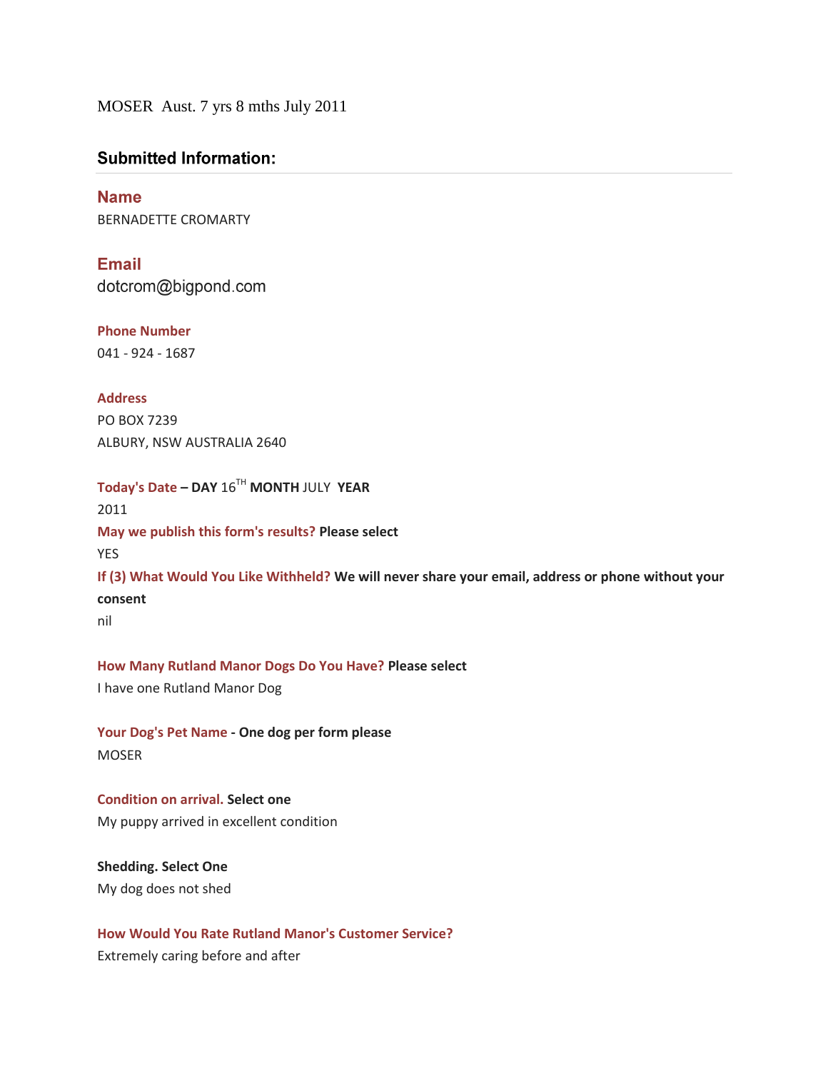MOSER Aust. 7 yrs 8 mths July 2011

## Submitted Information:

### Name
BERNADETTE CROMARTY

### Email
dotcrom@bigpond.com

**Phone Number**
041 - 924 - 1687

**Address**
PO BOX 7239
ALBURY, NSW AUSTRALIA 2640

**Today's Date – DAY** 16TH **MONTH** JULY **YEAR**
2011

**May we publish this form's results? Please select**
YES

**If (3) What Would You Like Withheld? We will never share your email, address or phone without your consent**
nil

**How Many Rutland Manor Dogs Do You Have? Please select**
I have one Rutland Manor Dog

**Your Dog's Pet Name - One dog per form please**
MOSER

**Condition on arrival. Select one**
My puppy arrived in excellent condition

**Shedding. Select One**
My dog does not shed

**How Would You Rate Rutland Manor's Customer Service?**
Extremely caring before and after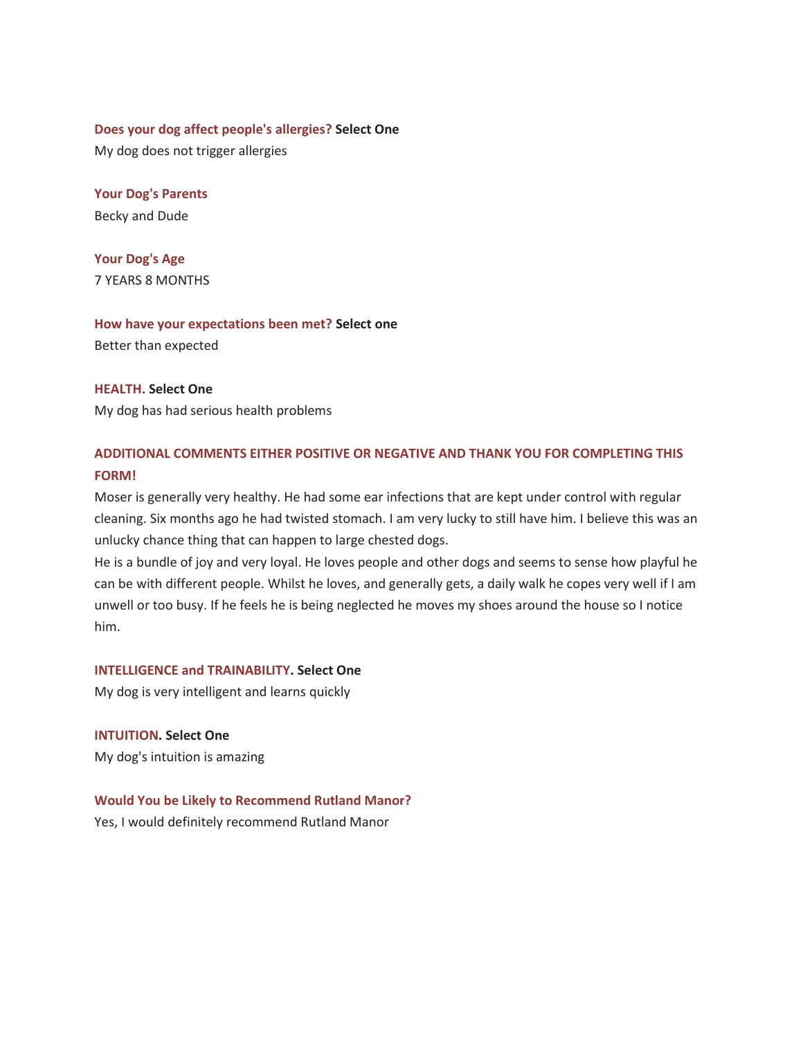**Does your dog affect people's allergies? Select One**

My dog does not trigger allergies

**Your Dog's Parents**

Becky and Dude

**Your Dog's Age**

7 YEARS 8 MONTHS

**How have your expectations been met? Select one**

Better than expected

**HEALTH. Select One**

My dog has had serious health problems

**ADDITIONAL COMMENTS EITHER POSITIVE OR NEGATIVE AND THANK YOU FOR COMPLETING THIS FORM!**

Moser is generally very healthy. He had some ear infections that are kept under control with regular cleaning. Six months ago he had twisted stomach. I am very lucky to still have him. I believe this was an unlucky chance thing that can happen to large chested dogs.

He is a bundle of joy and very loyal. He loves people and other dogs and seems to sense how playful he can be with different people. Whilst he loves, and generally gets, a daily walk he copes very well if I am unwell or too busy. If he feels he is being neglected he moves my shoes around the house so I notice him.

**INTELLIGENCE and TRAINABILITY. Select One**

My dog is very intelligent and learns quickly

**INTUITION. Select One**

My dog's intuition is amazing

**Would You be Likely to Recommend Rutland Manor?**

Yes, I would definitely recommend Rutland Manor